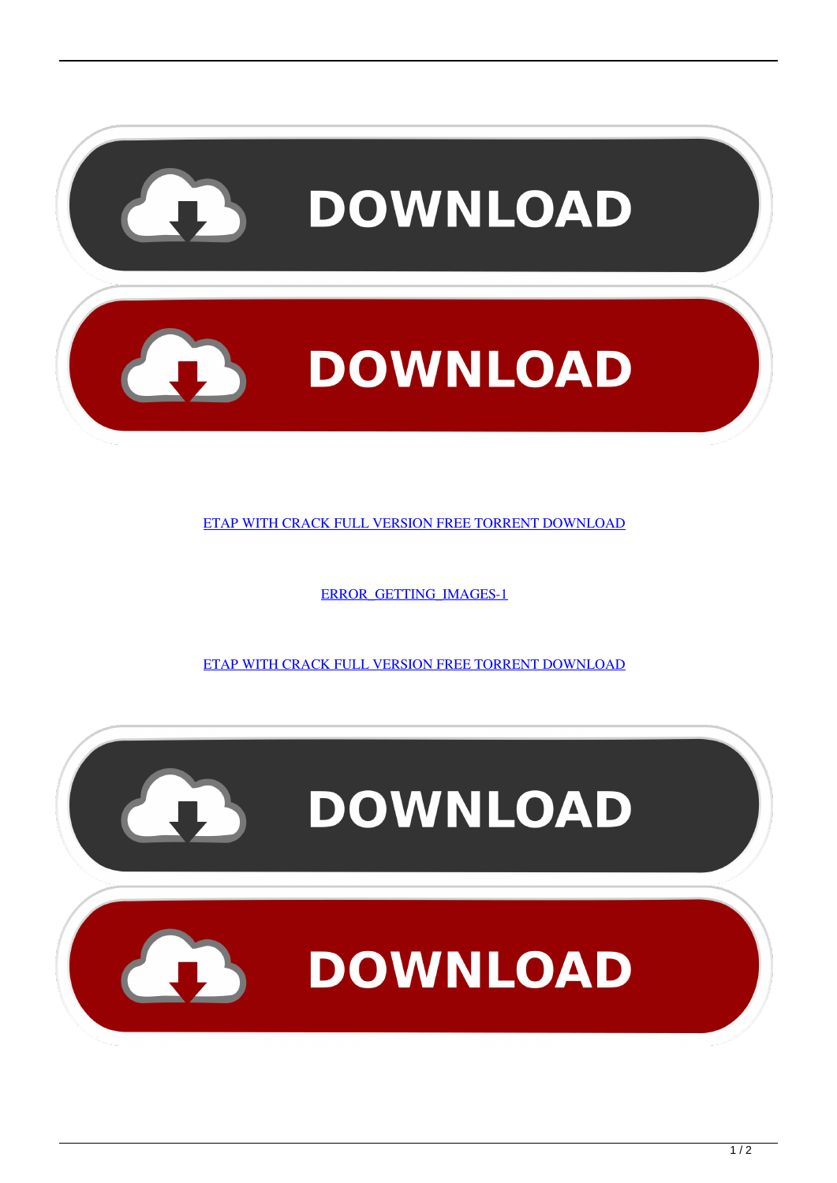DOWNLOAD

DOWNLOAD

ETAP WITH CRACK FULL VERSION FREE TORRENT DOWNLOAD

ERROR_GETTING_IMAGES-1

ETAP WITH CRACK FULL VERSION FREE TORRENT DOWNLOAD

DOWNLOAD

DOWNLOAD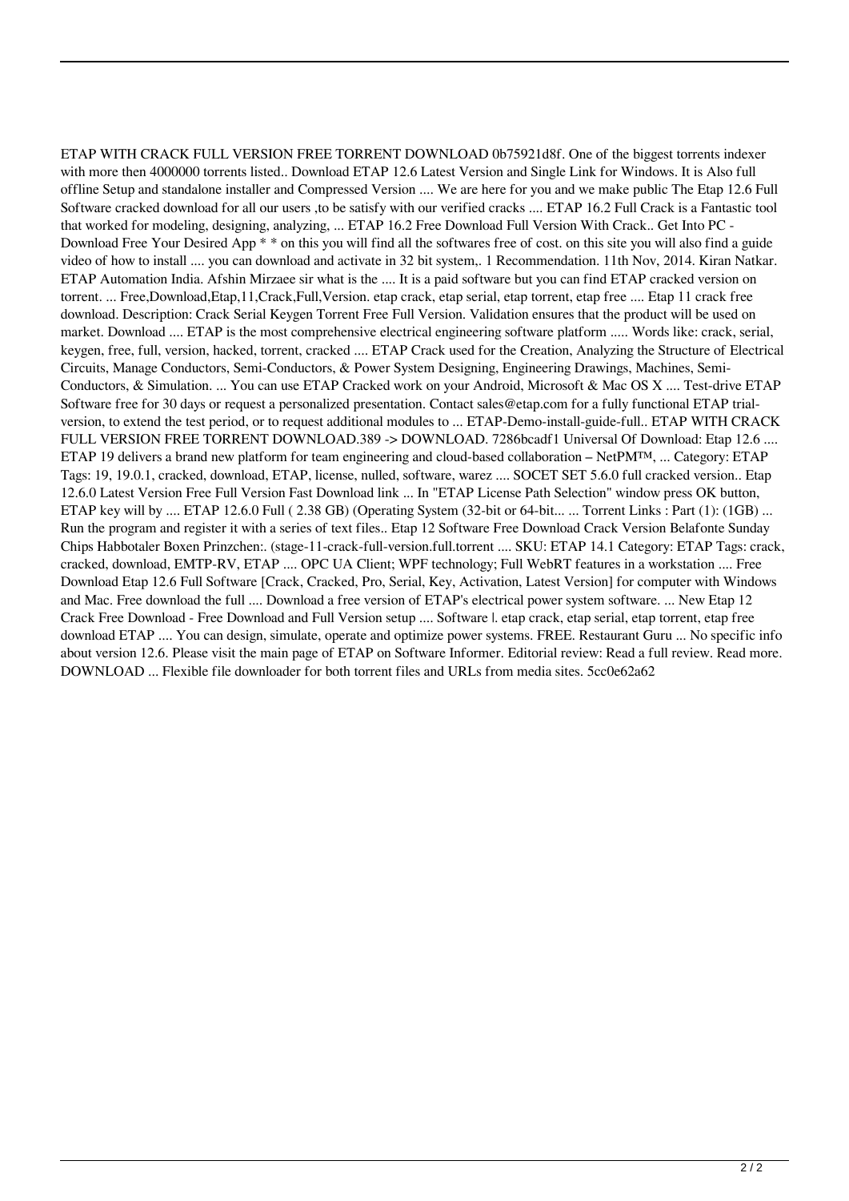ETAP WITH CRACK FULL VERSION FREE TORRENT DOWNLOAD 0b75921d8f. One of the biggest torrents indexer with more then 4000000 torrents listed.. Download ETAP 12.6 Latest Version and Single Link for Windows. It is Also full offline Setup and standalone installer and Compressed Version .... We are here for you and we make public The Etap 12.6 Full Software cracked download for all our users ,to be satisfy with our verified cracks .... ETAP 16.2 Full Crack is a Fantastic tool that worked for modeling, designing, analyzing, ... ETAP 16.2 Free Download Full Version With Crack.. Get Into PC - Download Free Your Desired App * * on this you will find all the softwares free of cost. on this site you will also find a guide video of how to install .... you can download and activate in 32 bit system,. 1 Recommendation. 11th Nov, 2014. Kiran Natkar. ETAP Automation India. Afshin Mirzaee sir what is the .... It is a paid software but you can find ETAP cracked version on torrent. ... Free,Download,Etap,11,Crack,Full,Version. etap crack, etap serial, etap torrent, etap free .... Etap 11 crack free download. Description: Crack Serial Keygen Torrent Free Full Version. Validation ensures that the product will be used on market. Download .... ETAP is the most comprehensive electrical engineering software platform ..... Words like: crack, serial, keygen, free, full, version, hacked, torrent, cracked .... ETAP Crack used for the Creation, Analyzing the Structure of Electrical Circuits, Manage Conductors, Semi-Conductors, & Power System Designing, Engineering Drawings, Machines, Semi-Conductors, & Simulation. ... You can use ETAP Cracked work on your Android, Microsoft & Mac OS X .... Test-drive ETAP Software free for 30 days or request a personalized presentation. Contact sales@etap.com for a fully functional ETAP trial-version, to extend the test period, or to request additional modules to ... ETAP-Demo-install-guide-full.. ETAP WITH CRACK FULL VERSION FREE TORRENT DOWNLOAD.389 -> DOWNLOAD. 7286bcadf1 Universal Of Download: Etap 12.6 .... ETAP 19 delivers a brand new platform for team engineering and cloud-based collaboration – NetPM™, ... Category: ETAP Tags: 19, 19.0.1, cracked, download, ETAP, license, nulled, software, warez .... SOCET SET 5.6.0 full cracked version.. Etap 12.6.0 Latest Version Free Full Version Fast Download link ... In "ETAP License Path Selection" window press OK button, ETAP key will by .... ETAP 12.6.0 Full ( 2.38 GB) (Operating System (32-bit or 64-bit... ... Torrent Links : Part (1): (1GB) ... Run the program and register it with a series of text files.. Etap 12 Software Free Download Crack Version Belafonte Sunday Chips Habbotaler Boxen Prinzchen:. (stage-11-crack-full-version.full.torrent .... SKU: ETAP 14.1 Category: ETAP Tags: crack, cracked, download, EMTP-RV, ETAP .... OPC UA Client; WPF technology; Full WebRT features in a workstation .... Free Download Etap 12.6 Full Software [Crack, Cracked, Pro, Serial, Key, Activation, Latest Version] for computer with Windows and Mac. Free download the full .... Download a free version of ETAP's electrical power system software. ... New Etap 12 Crack Free Download - Free Download and Full Version setup .... Software |. etap crack, etap serial, etap torrent, etap free download ETAP .... You can design, simulate, operate and optimize power systems. FREE. Restaurant Guru ... No specific info about version 12.6. Please visit the main page of ETAP on Software Informer. Editorial review: Read a full review. Read more. DOWNLOAD ... Flexible file downloader for both torrent files and URLs from media sites. 5cc0e62a62